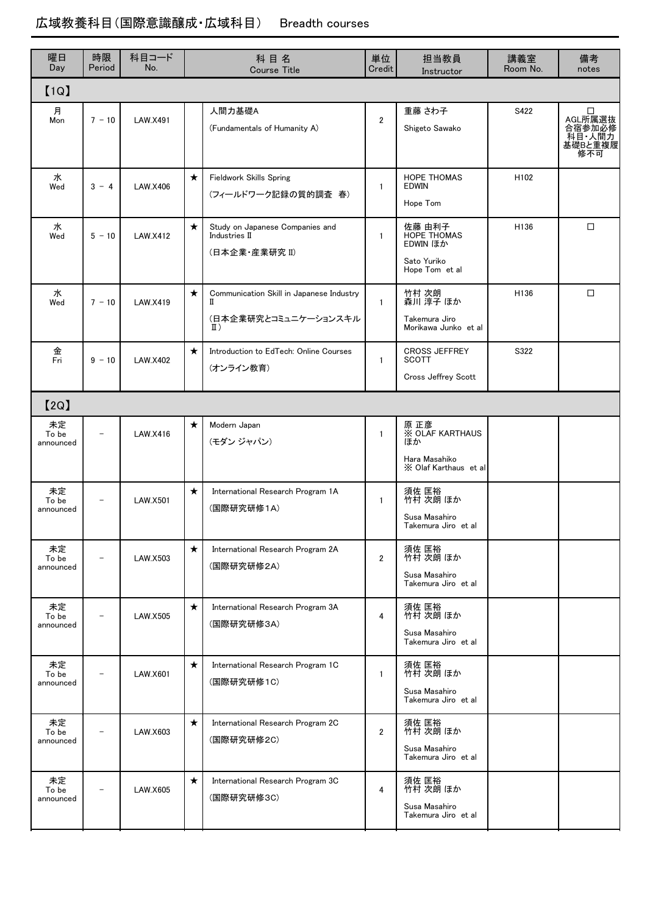# 広域教養科目(国際意識醸成・広域科目)　Breadth courses

| 曜日 Day | 時限 Period | 科目コード No. | | 科 目 名 Course Title | 単位 Credit | 担当教員 Instructor | 講義室 Room No. | 備考 notes |
|---|---|---|---|---|---|---|---|---|
| 【1Q】 | | | | | | | | |
| 月 Mon | 7 － 10 | LAW.X491 | | 人間力基礎A (Fundamentals of Humanity A) | 2 | 重藤 さわ子 Shigeto Sawako | S422 | □ AGL所属選抜合宿参加必修科目・人間力基礎Bと重複履修不可 |
| 水 Wed | 3 － 4 | LAW.X406 | ★ | Fieldwork Skills Spring (フィールドワーク記録の質的調査　春) | 1 | HOPE THOMAS EDWIN Hope Tom | H102 | |
| 水 Wed | 5 － 10 | LAW.X412 | ★ | Study on Japanese Companies and Industries Ⅱ (日本企業・産業研究 Ⅱ) | 1 | 佐藤 由利子 HOPE THOMAS EDWIN ほか Sato Yuriko Hope Tom et al | H136 | □ |
| 水 Wed | 7 － 10 | LAW.X419 | ★ | Communication Skill in Japanese Industry Ⅱ (日本企業研究とコミュニケーションスキルⅡ) | 1 | 竹村 次朗 森川 淳子 ほか Takemura Jiro Morikawa Junko et al | H136 | □ |
| 金 Fri | 9 － 10 | LAW.X402 | ★ | Introduction to EdTech: Online Courses (オンライン教育) | 1 | CROSS JEFFREY SCOTT Cross Jeffrey Scott | S322 | |
| 【2Q】 | | | | | | | | |
| 未定 To be announced | － | LAW.X416 | ★ | Modern Japan (モダン ジャパン) | 1 | 原 正彦 ※ OLAF KARTHAUS ほか Hara Masahiko ※ Olaf Karthaus et al | | |
| 未定 To be announced | － | LAW.X501 | ★ | International Research Program 1A (国際研究研修1A) | 1 | 須佐 匡裕 竹村 次朗 ほか Susa Masahiro Takemura Jiro et al | | |
| 未定 To be announced | － | LAW.X503 | ★ | International Research Program 2A (国際研究研修2A) | 2 | 須佐 匡裕 竹村 次朗 ほか Susa Masahiro Takemura Jiro et al | | |
| 未定 To be announced | － | LAW.X505 | ★ | International Research Program 3A (国際研究研修3A) | 4 | 須佐 匡裕 竹村 次朗 ほか Susa Masahiro Takemura Jiro et al | | |
| 未定 To be announced | － | LAW.X601 | ★ | International Research Program 1C (国際研究研修1C) | 1 | 須佐 匡裕 竹村 次朗 ほか Susa Masahiro Takemura Jiro et al | | |
| 未定 To be announced | － | LAW.X603 | ★ | International Research Program 2C (国際研究研修2C) | 2 | 須佐 匡裕 竹村 次朗 ほか Susa Masahiro Takemura Jiro et al | | |
| 未定 To be announced | － | LAW.X605 | ★ | International Research Program 3C (国際研究研修3C) | 4 | 須佐 匡裕 竹村 次朗 ほか Susa Masahiro Takemura Jiro et al | | |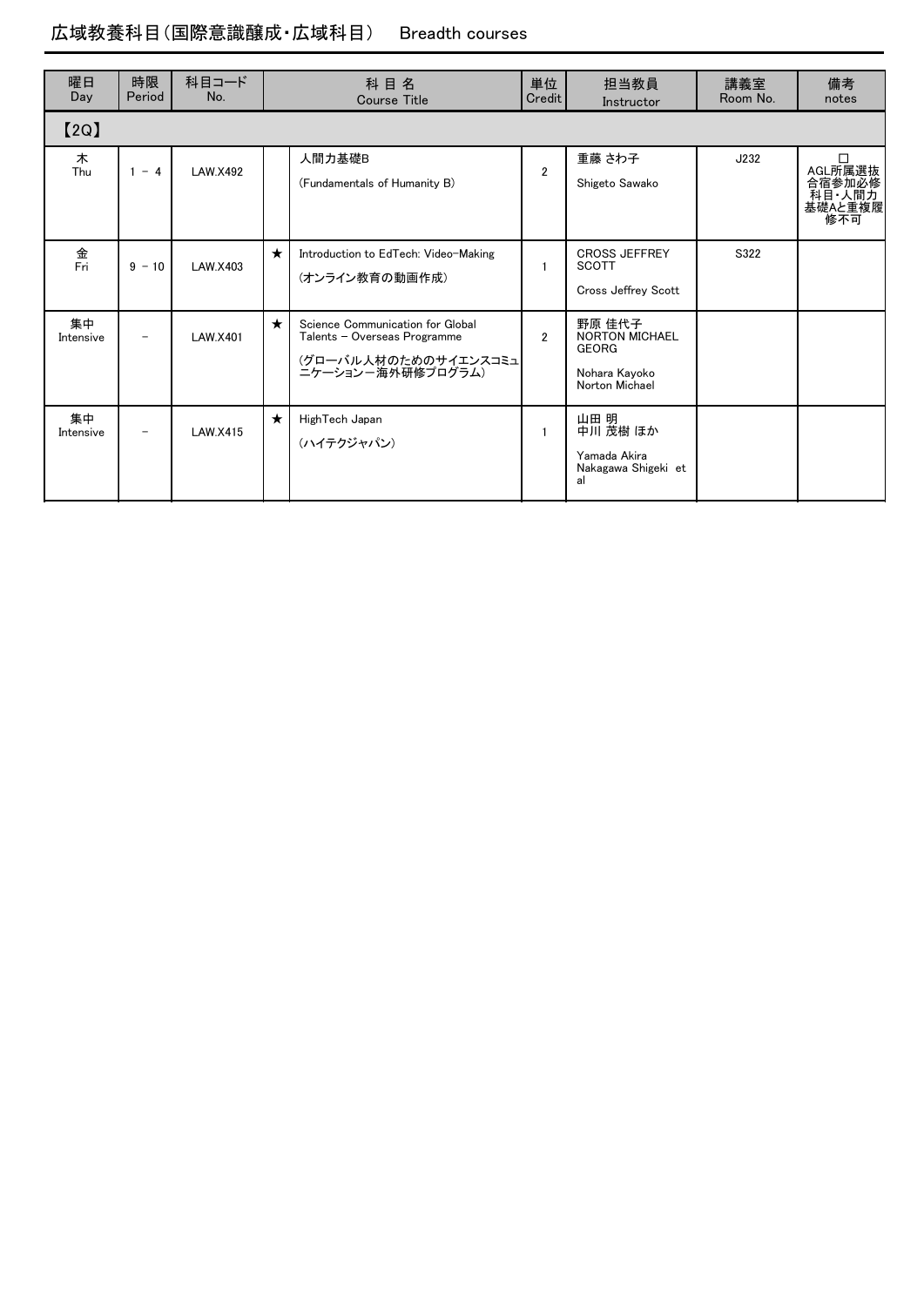## 広域教養科目（国際意識醸成・広域科目）　Breadth courses

| 曜日 Day | 時限 Period | 科目コード No. | | 科 目 名 Course Title | 単位 Credit | 担当教員 Instructor | 講義室 Room No. | 備考 notes |
|---|---|---|---|---|---|---|---|---|
| 【2Q】 | | | | | | | | |
| 木 Thu | 1 － 4 | LAW.X492 | | 人間力基礎B<br>(Fundamentals of Humanity B) | 2 | 重藤 さわ子<br>Shigeto Sawako | J232 | □<br>AGL所属選抜合宿参加必修科目・人間力基礎Aと重複履修不可 |
| 金 Fri | 9 － 10 | LAW.X403 | ★ | Introduction to EdTech: Video-Making<br>(オンライン教育の動画作成) | 1 | CROSS JEFFREY SCOTT<br>Cross Jeffrey Scott | S322 | |
| 集中 Intensive | － | LAW.X401 | ★ | Science Communication for Global Talents － Overseas Programme<br>(グローバル人材のためのサイエンスコミュニケーション－海外研修プログラム) | 2 | 野原 佳代子<br>NORTON MICHAEL GEORG<br>Nohara Kayoko<br>Norton Michael | | |
| 集中 Intensive | － | LAW.X415 | ★ | HighTech Japan<br>(ハイテクジャパン) | 1 | 山田 明<br>中川 茂樹 ほか<br>Yamada Akira<br>Nakagawa Shigeki et al | | |